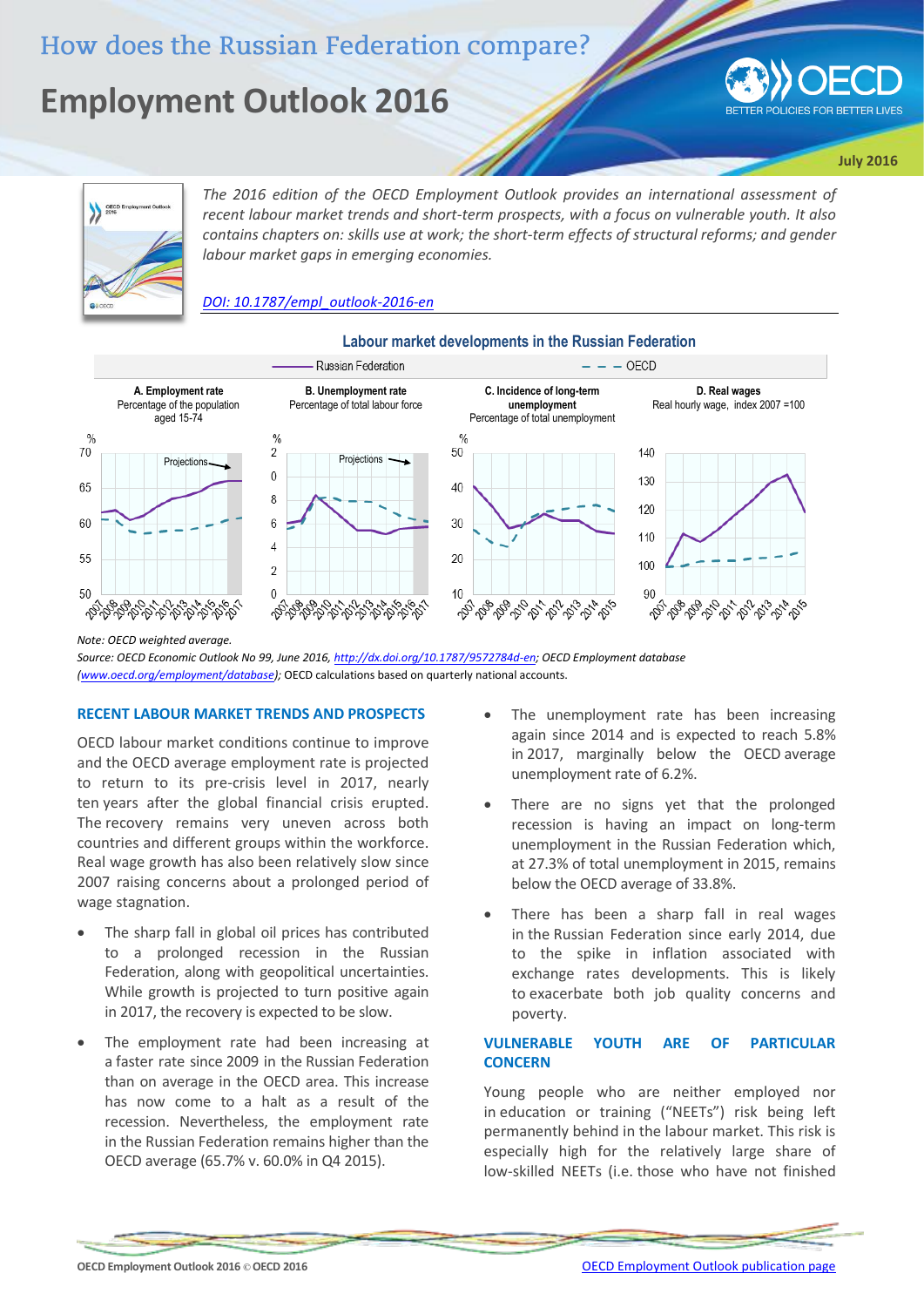How does the Russian Federation compare?

# Employment Outlook 2016

July 2016

*The 2016 edition of the OECD Employment Outlook provides an international assessment of recent labour market trends and short-term prospects, with a focus on vulnerable youth. It also contains chapters on: skills use at work; the short-term effects of structural reforms; and gender labour market gaps in emerging economies.*

*DOI: 10.1787/empl_outlook-2016-en*

**Labour market developments in the Russian Federation**

*Note: OECD weighted average.*

*Source: OECD Economic Outlook No 99, June 2016, http://dx.doi.org/10.1787/9572784d-en; OECD Employment database (www.oecd.org/employment/database);* OECD calculations based on quarterly national accounts.

## RECENT LABOUR MARKET TRENDS AND PROSPECTS

OECD labour market conditions continue to improve and the OECD average employment rate is projected to return to its pre-crisis level in 2017, nearly ten years after the global financial crisis erupted. The recovery remains very uneven across both countries and different groups within the workforce. Real wage growth has also been relatively slow since 2007 raising concerns about a prolonged period of wage stagnation.

- The sharp fall in global oil prices has contributed to a prolonged recession in the Russian Federation, along with geopolitical uncertainties. While growth is projected to turn positive again in 2017, the recovery is expected to be slow.
- The employment rate had been increasing at a faster rate since 2009 in the Russian Federation than on average in the OECD area. This increase has now come to a halt as a result of the recession. Nevertheless, the employment rate in the Russian Federation remains higher than the OECD average (65.7% v. 60.0% in Q4 2015).
- The unemployment rate has been increasing again since 2014 and is expected to reach 5.8% in 2017, marginally below the OECD average unemployment rate of 6.2%.
- There are no signs yet that the prolonged recession is having an impact on long-term unemployment in the Russian Federation which, at 27.3% of total unemployment in 2015, remains below the OECD average of 33.8%.
- There has been a sharp fall in real wages in the Russian Federation since early 2014, due to the spike in inflation associated with exchange rates developments. This is likely to exacerbate both job quality concerns and poverty.

## VULNERABLE YOUTH ARE OF PARTICULAR CONCERN

Young people who are neither employed nor in education or training ("NEETs") risk being left permanently behind in the labour market. This risk is especially high for the relatively large share of low-skilled NEETs (i.e. those who have not finished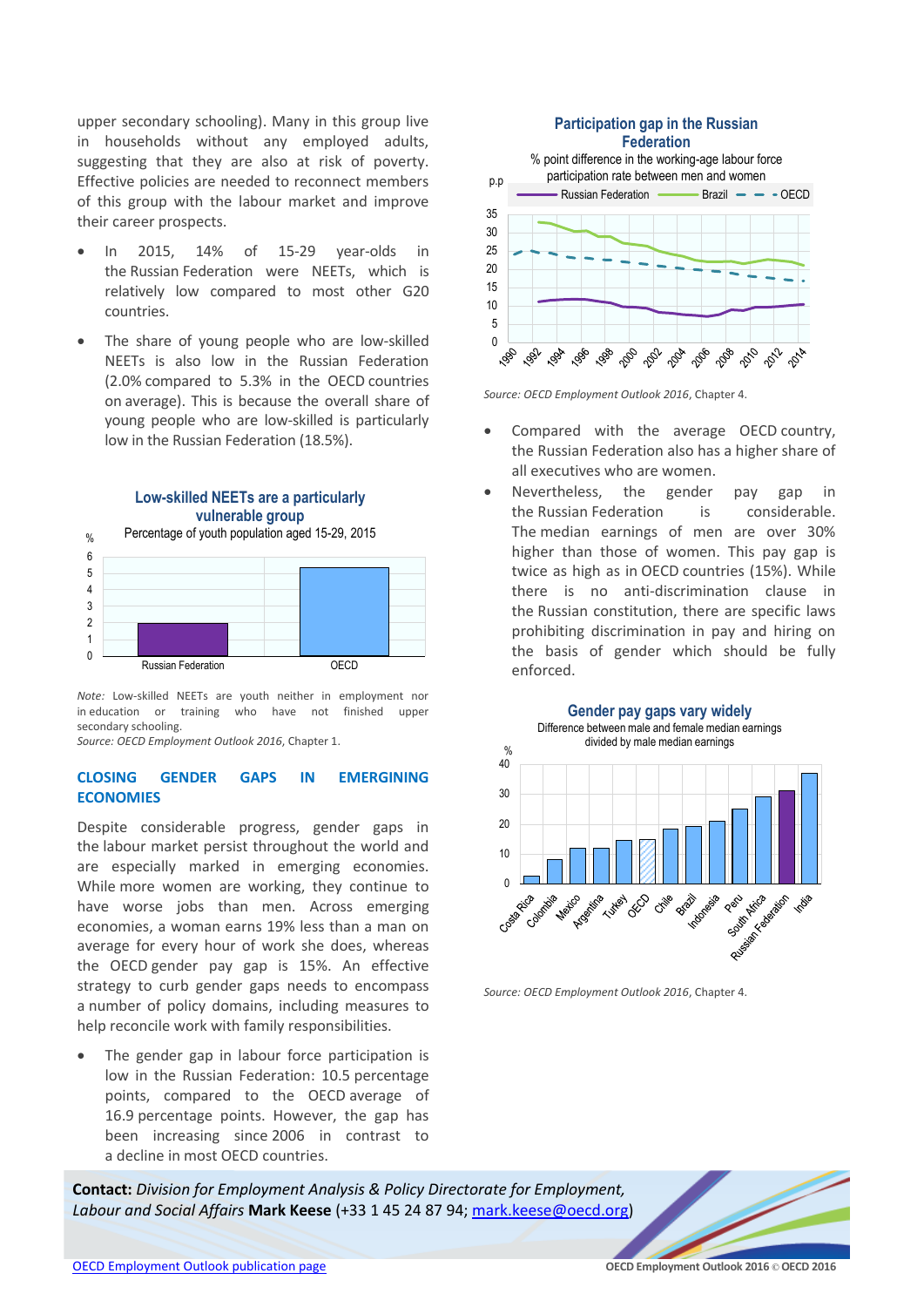upper secondary schooling). Many in this group live in households without any employed adults, suggesting that they are also at risk of poverty. Effective policies are needed to reconnect members of this group with the labour market and improve their career prospects.

- In 2015, 14% of 15-29 year-olds in the Russian Federation were NEETs, which is relatively low compared to most other G20 countries.
- The share of young people who are low-skilled NEETs is also low in the Russian Federation (2.0% compared to 5.3% in the OECD countries on average). This is because the overall share of young people who are low-skilled is particularly low in the Russian Federation (18.5%).

**Low-skilled NEETs are a particularly vulnerable group**

Percentage of youth population aged 15-29, 2015

%

6
5
4
3
2
1
0

Russian Federation
OECD

*Note:* Low-skilled NEETs are youth neither in employment nor in education or training who have not finished upper secondary schooling.
*Source: OECD Employment Outlook 2016*, Chapter 1.

## CLOSING GENDER GAPS IN EMERGINING ECONOMIES

Despite considerable progress, gender gaps in the labour market persist throughout the world and are especially marked in emerging economies. While more women are working, they continue to have worse jobs than men. Across emerging economies, a woman earns 19% less than a man on average for every hour of work she does, whereas the OECD gender pay gap is 15%. An effective strategy to curb gender gaps needs to encompass a number of policy domains, including measures to help reconcile work with family responsibilities.

- The gender gap in labour force participation is low in the Russian Federation: 10.5 percentage points, compared to the OECD average of 16.9 percentage points. However, the gap has been increasing since 2006 in contrast to a decline in most OECD countries.

**Participation gap in the Russian Federation**

% point difference in the working-age labour force participation rate between men and women

p.p

Russian Federation
Brazil
OECD

35
30
25
20
15
10
5
0

1990
1992
1994
1996
1998
2000
2002
2004
2006
2008
2010
2012
2014

*Source: OECD Employment Outlook 2016*, Chapter 4.

- Compared with the average OECD country, the Russian Federation also has a higher share of all executives who are women.
- Nevertheless, the gender pay gap in the Russian Federation is considerable. The median earnings of men are over 30% higher than those of women. This pay gap is twice as high as in OECD countries (15%). While there is no anti-discrimination clause in the Russian constitution, there are specific laws prohibiting discrimination in pay and hiring on the basis of gender which should be fully enforced.

**Gender pay gaps vary widely**

Difference between male and female median earnings divided by male median earnings

%

40
30
20
10
0

Costa Rica
Colombia
Mexico
Argentina
Turkey
OECD
Chile
Brazil
Indonesia
Peru
South Africa
Russian Federation
India

*Source: OECD Employment Outlook 2016*, Chapter 4.

**Contact:** *Division for Employment Analysis & Policy Directorate for Employment, Labour and Social Affairs* **Mark Keese** (+33 1 45 24 87 94; mark.keese@oecd.org)

OECD Employment Outlook publication page

**OECD Employment Outlook 2016 © OECD 2016**